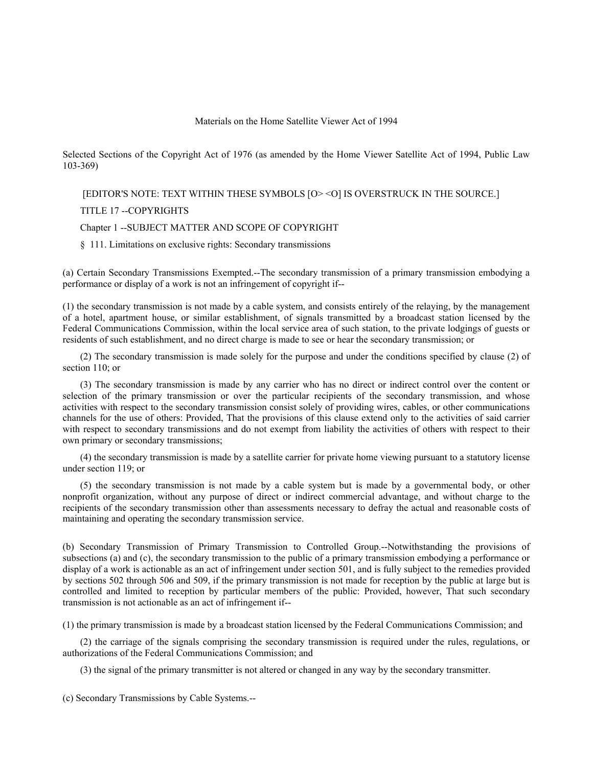# Materials on the Home Satellite Viewer Act of 1994

Selected Sections of the Copyright Act of 1976 (as amended by the Home Viewer Satellite Act of 1994, Public Law 103-369)

[EDITOR'S NOTE: TEXT WITHIN THESE SYMBOLS [O> <O] IS OVERSTRUCK IN THE SOURCE.]

TITLE 17 --COPYRIGHTS

Chapter 1 --SUBJECT MATTER AND SCOPE OF COPYRIGHT

§ 111. Limitations on exclusive rights: Secondary transmissions

(a) Certain Secondary Transmissions Exempted.--The secondary transmission of a primary transmission embodying a performance or display of a work is not an infringement of copyright if--

(1) the secondary transmission is not made by a cable system, and consists entirely of the relaying, by the management of a hotel, apartment house, or similar establishment, of signals transmitted by a broadcast station licensed by the Federal Communications Commission, within the local service area of such station, to the private lodgings of guests or residents of such establishment, and no direct charge is made to see or hear the secondary transmission; or

(2) The secondary transmission is made solely for the purpose and under the conditions specified by clause (2) of section 110; or

(3) The secondary transmission is made by any carrier who has no direct or indirect control over the content or selection of the primary transmission or over the particular recipients of the secondary transmission, and whose activities with respect to the secondary transmission consist solely of providing wires, cables, or other communications channels for the use of others: Provided, That the provisions of this clause extend only to the activities of said carrier with respect to secondary transmissions and do not exempt from liability the activities of others with respect to their own primary or secondary transmissions;

(4) the secondary transmission is made by a satellite carrier for private home viewing pursuant to a statutory license under section 119; or

(5) the secondary transmission is not made by a cable system but is made by a governmental body, or other nonprofit organization, without any purpose of direct or indirect commercial advantage, and without charge to the recipients of the secondary transmission other than assessments necessary to defray the actual and reasonable costs of maintaining and operating the secondary transmission service.

(b) Secondary Transmission of Primary Transmission to Controlled Group.--Notwithstanding the provisions of subsections (a) and (c), the secondary transmission to the public of a primary transmission embodying a performance or display of a work is actionable as an act of infringement under section 501, and is fully subject to the remedies provided by sections 502 through 506 and 509, if the primary transmission is not made for reception by the public at large but is controlled and limited to reception by particular members of the public: Provided, however, That such secondary transmission is not actionable as an act of infringement if--

(1) the primary transmission is made by a broadcast station licensed by the Federal Communications Commission; and

(2) the carriage of the signals comprising the secondary transmission is required under the rules, regulations, or authorizations of the Federal Communications Commission; and

(3) the signal of the primary transmitter is not altered or changed in any way by the secondary transmitter.

(c) Secondary Transmissions by Cable Systems.--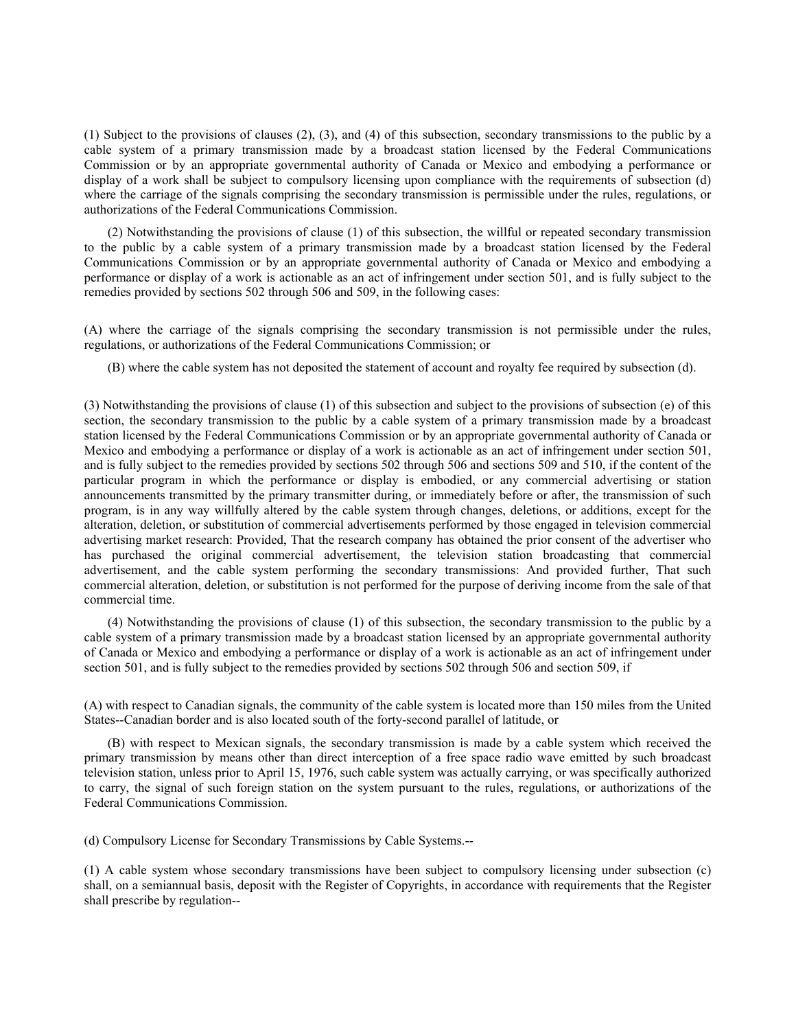(1) Subject to the provisions of clauses (2), (3), and (4) of this subsection, secondary transmissions to the public by a cable system of a primary transmission made by a broadcast station licensed by the Federal Communications Commission or by an appropriate governmental authority of Canada or Mexico and embodying a performance or display of a work shall be subject to compulsory licensing upon compliance with the requirements of subsection (d) where the carriage of the signals comprising the secondary transmission is permissible under the rules, regulations, or authorizations of the Federal Communications Commission.

(2) Notwithstanding the provisions of clause (1) of this subsection, the willful or repeated secondary transmission to the public by a cable system of a primary transmission made by a broadcast station licensed by the Federal Communications Commission or by an appropriate governmental authority of Canada or Mexico and embodying a performance or display of a work is actionable as an act of infringement under section 501, and is fully subject to the remedies provided by sections 502 through 506 and 509, in the following cases:

(A) where the carriage of the signals comprising the secondary transmission is not permissible under the rules, regulations, or authorizations of the Federal Communications Commission; or

(B) where the cable system has not deposited the statement of account and royalty fee required by subsection (d).

(3) Notwithstanding the provisions of clause (1) of this subsection and subject to the provisions of subsection (e) of this section, the secondary transmission to the public by a cable system of a primary transmission made by a broadcast station licensed by the Federal Communications Commission or by an appropriate governmental authority of Canada or Mexico and embodying a performance or display of a work is actionable as an act of infringement under section 501, and is fully subject to the remedies provided by sections 502 through 506 and sections 509 and 510, if the content of the particular program in which the performance or display is embodied, or any commercial advertising or station announcements transmitted by the primary transmitter during, or immediately before or after, the transmission of such program, is in any way willfully altered by the cable system through changes, deletions, or additions, except for the alteration, deletion, or substitution of commercial advertisements performed by those engaged in television commercial advertising market research: Provided, That the research company has obtained the prior consent of the advertiser who has purchased the original commercial advertisement, the television station broadcasting that commercial advertisement, and the cable system performing the secondary transmissions: And provided further, That such commercial alteration, deletion, or substitution is not performed for the purpose of deriving income from the sale of that commercial time.

(4) Notwithstanding the provisions of clause (1) of this subsection, the secondary transmission to the public by a cable system of a primary transmission made by a broadcast station licensed by an appropriate governmental authority of Canada or Mexico and embodying a performance or display of a work is actionable as an act of infringement under section 501, and is fully subject to the remedies provided by sections 502 through 506 and section 509, if

(A) with respect to Canadian signals, the community of the cable system is located more than 150 miles from the United States--Canadian border and is also located south of the forty-second parallel of latitude, or

(B) with respect to Mexican signals, the secondary transmission is made by a cable system which received the primary transmission by means other than direct interception of a free space radio wave emitted by such broadcast television station, unless prior to April 15, 1976, such cable system was actually carrying, or was specifically authorized to carry, the signal of such foreign station on the system pursuant to the rules, regulations, or authorizations of the Federal Communications Commission.

(d) Compulsory License for Secondary Transmissions by Cable Systems.--

(1) A cable system whose secondary transmissions have been subject to compulsory licensing under subsection (c) shall, on a semiannual basis, deposit with the Register of Copyrights, in accordance with requirements that the Register shall prescribe by regulation--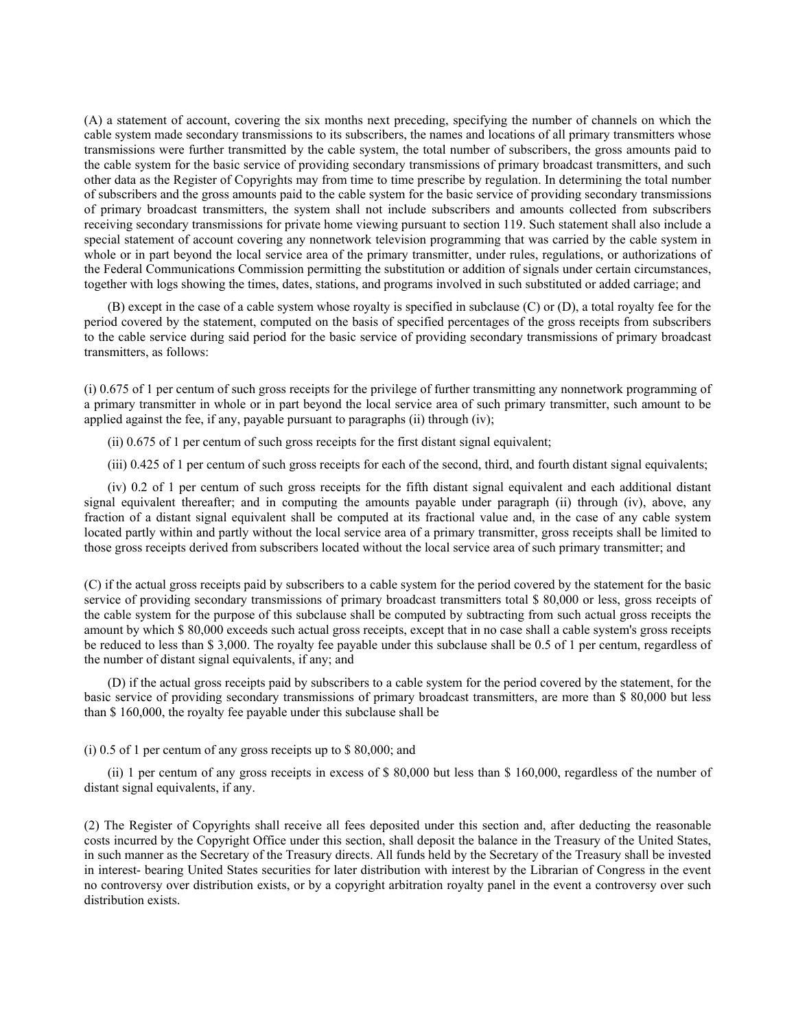(A) a statement of account, covering the six months next preceding, specifying the number of channels on which the cable system made secondary transmissions to its subscribers, the names and locations of all primary transmitters whose transmissions were further transmitted by the cable system, the total number of subscribers, the gross amounts paid to the cable system for the basic service of providing secondary transmissions of primary broadcast transmitters, and such other data as the Register of Copyrights may from time to time prescribe by regulation. In determining the total number of subscribers and the gross amounts paid to the cable system for the basic service of providing secondary transmissions of primary broadcast transmitters, the system shall not include subscribers and amounts collected from subscribers receiving secondary transmissions for private home viewing pursuant to section 119. Such statement shall also include a special statement of account covering any nonnetwork television programming that was carried by the cable system in whole or in part beyond the local service area of the primary transmitter, under rules, regulations, or authorizations of the Federal Communications Commission permitting the substitution or addition of signals under certain circumstances, together with logs showing the times, dates, stations, and programs involved in such substituted or added carriage; and

(B) except in the case of a cable system whose royalty is specified in subclause (C) or (D), a total royalty fee for the period covered by the statement, computed on the basis of specified percentages of the gross receipts from subscribers to the cable service during said period for the basic service of providing secondary transmissions of primary broadcast transmitters, as follows:

(i) 0.675 of 1 per centum of such gross receipts for the privilege of further transmitting any nonnetwork programming of a primary transmitter in whole or in part beyond the local service area of such primary transmitter, such amount to be applied against the fee, if any, payable pursuant to paragraphs (ii) through (iv);

(ii) 0.675 of 1 per centum of such gross receipts for the first distant signal equivalent;

(iii) 0.425 of 1 per centum of such gross receipts for each of the second, third, and fourth distant signal equivalents;

(iv) 0.2 of 1 per centum of such gross receipts for the fifth distant signal equivalent and each additional distant signal equivalent thereafter; and in computing the amounts payable under paragraph (ii) through (iv), above, any fraction of a distant signal equivalent shall be computed at its fractional value and, in the case of any cable system located partly within and partly without the local service area of a primary transmitter, gross receipts shall be limited to those gross receipts derived from subscribers located without the local service area of such primary transmitter; and

(C) if the actual gross receipts paid by subscribers to a cable system for the period covered by the statement for the basic service of providing secondary transmissions of primary broadcast transmitters total $ 80,000 or less, gross receipts of the cable system for the purpose of this subclause shall be computed by subtracting from such actual gross receipts the amount by which $ 80,000 exceeds such actual gross receipts, except that in no case shall a cable system's gross receipts be reduced to less than $ 3,000. The royalty fee payable under this subclause shall be 0.5 of 1 per centum, regardless of the number of distant signal equivalents, if any; and

(D) if the actual gross receipts paid by subscribers to a cable system for the period covered by the statement, for the basic service of providing secondary transmissions of primary broadcast transmitters, are more than $ 80,000 but less than $ 160,000, the royalty fee payable under this subclause shall be

(i) 0.5 of 1 per centum of any gross receipts up to $ 80,000; and

(ii) 1 per centum of any gross receipts in excess of $ 80,000 but less than $ 160,000, regardless of the number of distant signal equivalents, if any.

(2) The Register of Copyrights shall receive all fees deposited under this section and, after deducting the reasonable costs incurred by the Copyright Office under this section, shall deposit the balance in the Treasury of the United States, in such manner as the Secretary of the Treasury directs. All funds held by the Secretary of the Treasury shall be invested in interest- bearing United States securities for later distribution with interest by the Librarian of Congress in the event no controversy over distribution exists, or by a copyright arbitration royalty panel in the event a controversy over such distribution exists.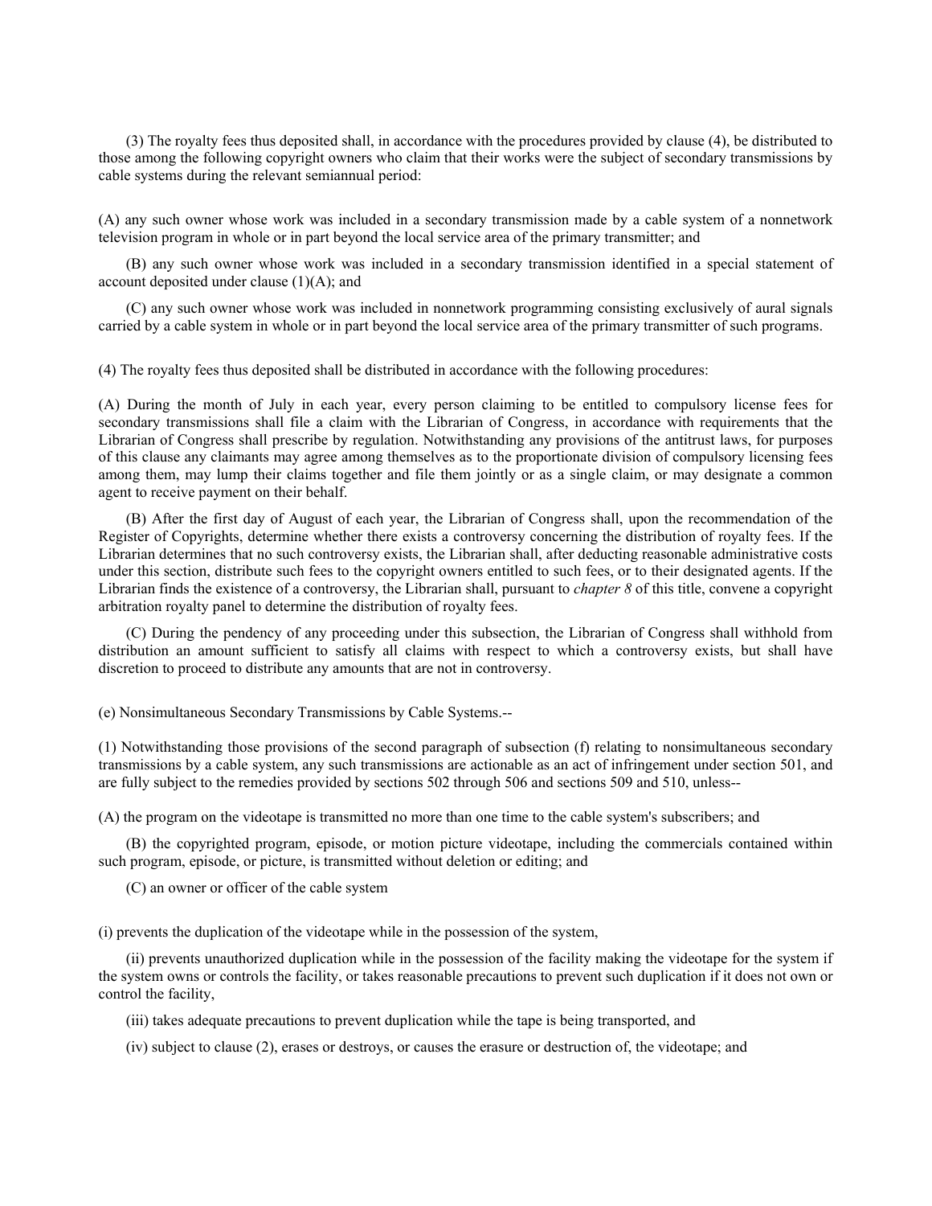(3) The royalty fees thus deposited shall, in accordance with the procedures provided by clause (4), be distributed to those among the following copyright owners who claim that their works were the subject of secondary transmissions by cable systems during the relevant semiannual period:

(A) any such owner whose work was included in a secondary transmission made by a cable system of a nonnetwork television program in whole or in part beyond the local service area of the primary transmitter; and

(B) any such owner whose work was included in a secondary transmission identified in a special statement of account deposited under clause (1)(A); and

(C) any such owner whose work was included in nonnetwork programming consisting exclusively of aural signals carried by a cable system in whole or in part beyond the local service area of the primary transmitter of such programs.

(4) The royalty fees thus deposited shall be distributed in accordance with the following procedures:

(A) During the month of July in each year, every person claiming to be entitled to compulsory license fees for secondary transmissions shall file a claim with the Librarian of Congress, in accordance with requirements that the Librarian of Congress shall prescribe by regulation. Notwithstanding any provisions of the antitrust laws, for purposes of this clause any claimants may agree among themselves as to the proportionate division of compulsory licensing fees among them, may lump their claims together and file them jointly or as a single claim, or may designate a common agent to receive payment on their behalf.

(B) After the first day of August of each year, the Librarian of Congress shall, upon the recommendation of the Register of Copyrights, determine whether there exists a controversy concerning the distribution of royalty fees. If the Librarian determines that no such controversy exists, the Librarian shall, after deducting reasonable administrative costs under this section, distribute such fees to the copyright owners entitled to such fees, or to their designated agents. If the Librarian finds the existence of a controversy, the Librarian shall, pursuant to *chapter 8* of this title, convene a copyright arbitration royalty panel to determine the distribution of royalty fees.

(C) During the pendency of any proceeding under this subsection, the Librarian of Congress shall withhold from distribution an amount sufficient to satisfy all claims with respect to which a controversy exists, but shall have discretion to proceed to distribute any amounts that are not in controversy.

(e) Nonsimultaneous Secondary Transmissions by Cable Systems.--

(1) Notwithstanding those provisions of the second paragraph of subsection (f) relating to nonsimultaneous secondary transmissions by a cable system, any such transmissions are actionable as an act of infringement under section 501, and are fully subject to the remedies provided by sections 502 through 506 and sections 509 and 510, unless--

(A) the program on the videotape is transmitted no more than one time to the cable system's subscribers; and

(B) the copyrighted program, episode, or motion picture videotape, including the commercials contained within such program, episode, or picture, is transmitted without deletion or editing; and

(C) an owner or officer of the cable system

(i) prevents the duplication of the videotape while in the possession of the system,

(ii) prevents unauthorized duplication while in the possession of the facility making the videotape for the system if the system owns or controls the facility, or takes reasonable precautions to prevent such duplication if it does not own or control the facility,

(iii) takes adequate precautions to prevent duplication while the tape is being transported, and

(iv) subject to clause (2), erases or destroys, or causes the erasure or destruction of, the videotape; and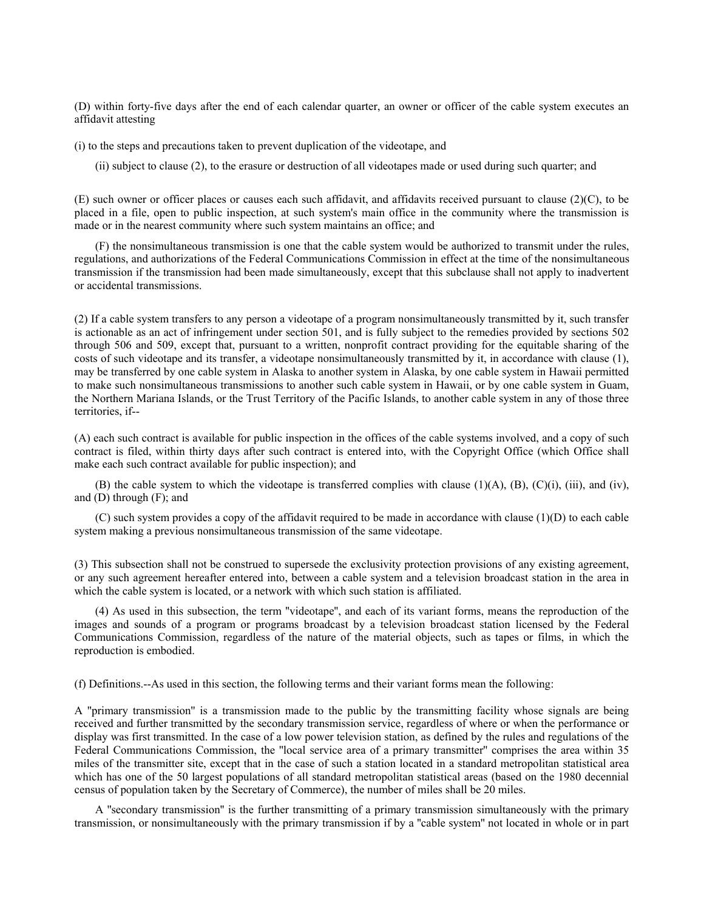(D) within forty-five days after the end of each calendar quarter, an owner or officer of the cable system executes an affidavit attesting

(i) to the steps and precautions taken to prevent duplication of the videotape, and

(ii) subject to clause (2), to the erasure or destruction of all videotapes made or used during such quarter; and

(E) such owner or officer places or causes each such affidavit, and affidavits received pursuant to clause (2)(C), to be placed in a file, open to public inspection, at such system's main office in the community where the transmission is made or in the nearest community where such system maintains an office; and

(F) the nonsimultaneous transmission is one that the cable system would be authorized to transmit under the rules, regulations, and authorizations of the Federal Communications Commission in effect at the time of the nonsimultaneous transmission if the transmission had been made simultaneously, except that this subclause shall not apply to inadvertent or accidental transmissions.

(2) If a cable system transfers to any person a videotape of a program nonsimultaneously transmitted by it, such transfer is actionable as an act of infringement under section 501, and is fully subject to the remedies provided by sections 502 through 506 and 509, except that, pursuant to a written, nonprofit contract providing for the equitable sharing of the costs of such videotape and its transfer, a videotape nonsimultaneously transmitted by it, in accordance with clause (1), may be transferred by one cable system in Alaska to another system in Alaska, by one cable system in Hawaii permitted to make such nonsimultaneous transmissions to another such cable system in Hawaii, or by one cable system in Guam, the Northern Mariana Islands, or the Trust Territory of the Pacific Islands, to another cable system in any of those three territories, if--

(A) each such contract is available for public inspection in the offices of the cable systems involved, and a copy of such contract is filed, within thirty days after such contract is entered into, with the Copyright Office (which Office shall make each such contract available for public inspection); and

(B) the cable system to which the videotape is transferred complies with clause (1)(A), (B), (C)(i), (iii), and (iv), and (D) through (F); and

(C) such system provides a copy of the affidavit required to be made in accordance with clause (1)(D) to each cable system making a previous nonsimultaneous transmission of the same videotape.

(3) This subsection shall not be construed to supersede the exclusivity protection provisions of any existing agreement, or any such agreement hereafter entered into, between a cable system and a television broadcast station in the area in which the cable system is located, or a network with which such station is affiliated.

(4) As used in this subsection, the term "videotape", and each of its variant forms, means the reproduction of the images and sounds of a program or programs broadcast by a television broadcast station licensed by the Federal Communications Commission, regardless of the nature of the material objects, such as tapes or films, in which the reproduction is embodied.

(f) Definitions.--As used in this section, the following terms and their variant forms mean the following:

A "primary transmission" is a transmission made to the public by the transmitting facility whose signals are being received and further transmitted by the secondary transmission service, regardless of where or when the performance or display was first transmitted. In the case of a low power television station, as defined by the rules and regulations of the Federal Communications Commission, the "local service area of a primary transmitter" comprises the area within 35 miles of the transmitter site, except that in the case of such a station located in a standard metropolitan statistical area which has one of the 50 largest populations of all standard metropolitan statistical areas (based on the 1980 decennial census of population taken by the Secretary of Commerce), the number of miles shall be 20 miles.

A "secondary transmission" is the further transmitting of a primary transmission simultaneously with the primary transmission, or nonsimultaneously with the primary transmission if by a "cable system" not located in whole or in part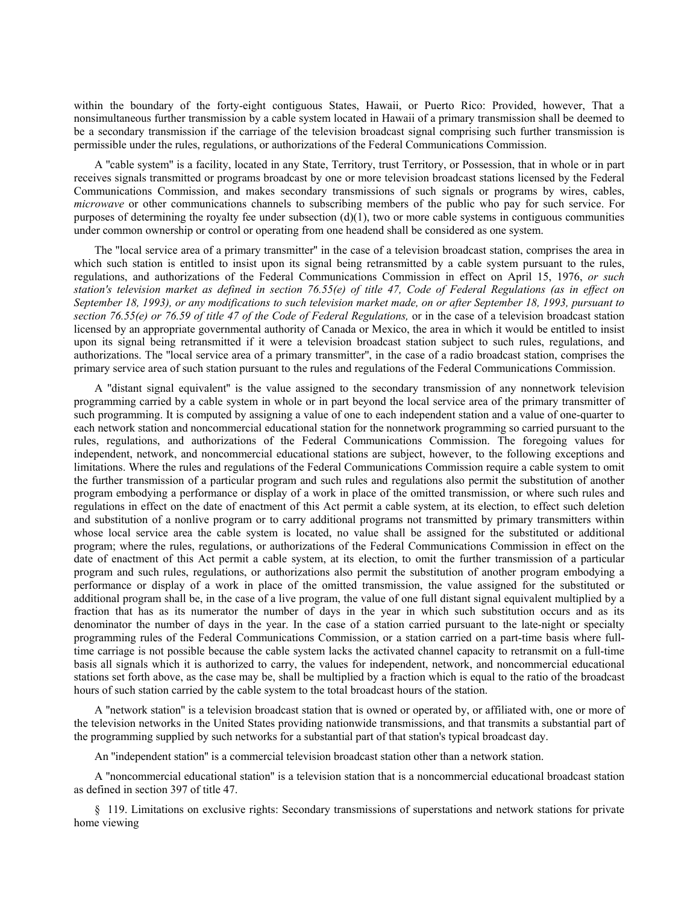within the boundary of the forty-eight contiguous States, Hawaii, or Puerto Rico: Provided, however, That a nonsimultaneous further transmission by a cable system located in Hawaii of a primary transmission shall be deemed to be a secondary transmission if the carriage of the television broadcast signal comprising such further transmission is permissible under the rules, regulations, or authorizations of the Federal Communications Commission.

A "cable system" is a facility, located in any State, Territory, trust Territory, or Possession, that in whole or in part receives signals transmitted or programs broadcast by one or more television broadcast stations licensed by the Federal Communications Commission, and makes secondary transmissions of such signals or programs by wires, cables, *microwave* or other communications channels to subscribing members of the public who pay for such service. For purposes of determining the royalty fee under subsection (d)(1), two or more cable systems in contiguous communities under common ownership or control or operating from one headend shall be considered as one system.

The "local service area of a primary transmitter" in the case of a television broadcast station, comprises the area in which such station is entitled to insist upon its signal being retransmitted by a cable system pursuant to the rules, regulations, and authorizations of the Federal Communications Commission in effect on April 15, 1976, *or such station's television market as defined in section 76.55(e) of title 47, Code of Federal Regulations (as in effect on September 18, 1993), or any modifications to such television market made, on or after September 18, 1993, pursuant to section 76.55(e) or 76.59 of title 47 of the Code of Federal Regulations,* or in the case of a television broadcast station licensed by an appropriate governmental authority of Canada or Mexico, the area in which it would be entitled to insist upon its signal being retransmitted if it were a television broadcast station subject to such rules, regulations, and authorizations. The "local service area of a primary transmitter", in the case of a radio broadcast station, comprises the primary service area of such station pursuant to the rules and regulations of the Federal Communications Commission.

A "distant signal equivalent" is the value assigned to the secondary transmission of any nonnetwork television programming carried by a cable system in whole or in part beyond the local service area of the primary transmitter of such programming. It is computed by assigning a value of one to each independent station and a value of one-quarter to each network station and noncommercial educational station for the nonnetwork programming so carried pursuant to the rules, regulations, and authorizations of the Federal Communications Commission. The foregoing values for independent, network, and noncommercial educational stations are subject, however, to the following exceptions and limitations. Where the rules and regulations of the Federal Communications Commission require a cable system to omit the further transmission of a particular program and such rules and regulations also permit the substitution of another program embodying a performance or display of a work in place of the omitted transmission, or where such rules and regulations in effect on the date of enactment of this Act permit a cable system, at its election, to effect such deletion and substitution of a nonlive program or to carry additional programs not transmitted by primary transmitters within whose local service area the cable system is located, no value shall be assigned for the substituted or additional program; where the rules, regulations, or authorizations of the Federal Communications Commission in effect on the date of enactment of this Act permit a cable system, at its election, to omit the further transmission of a particular program and such rules, regulations, or authorizations also permit the substitution of another program embodying a performance or display of a work in place of the omitted transmission, the value assigned for the substituted or additional program shall be, in the case of a live program, the value of one full distant signal equivalent multiplied by a fraction that has as its numerator the number of days in the year in which such substitution occurs and as its denominator the number of days in the year. In the case of a station carried pursuant to the late-night or specialty programming rules of the Federal Communications Commission, or a station carried on a part-time basis where full-time carriage is not possible because the cable system lacks the activated channel capacity to retransmit on a full-time basis all signals which it is authorized to carry, the values for independent, network, and noncommercial educational stations set forth above, as the case may be, shall be multiplied by a fraction which is equal to the ratio of the broadcast hours of such station carried by the cable system to the total broadcast hours of the station.

A "network station" is a television broadcast station that is owned or operated by, or affiliated with, one or more of the television networks in the United States providing nationwide transmissions, and that transmits a substantial part of the programming supplied by such networks for a substantial part of that station's typical broadcast day.

An "independent station" is a commercial television broadcast station other than a network station.

A "noncommercial educational station" is a television station that is a noncommercial educational broadcast station as defined in section 397 of title 47.

§ 119. Limitations on exclusive rights: Secondary transmissions of superstations and network stations for private home viewing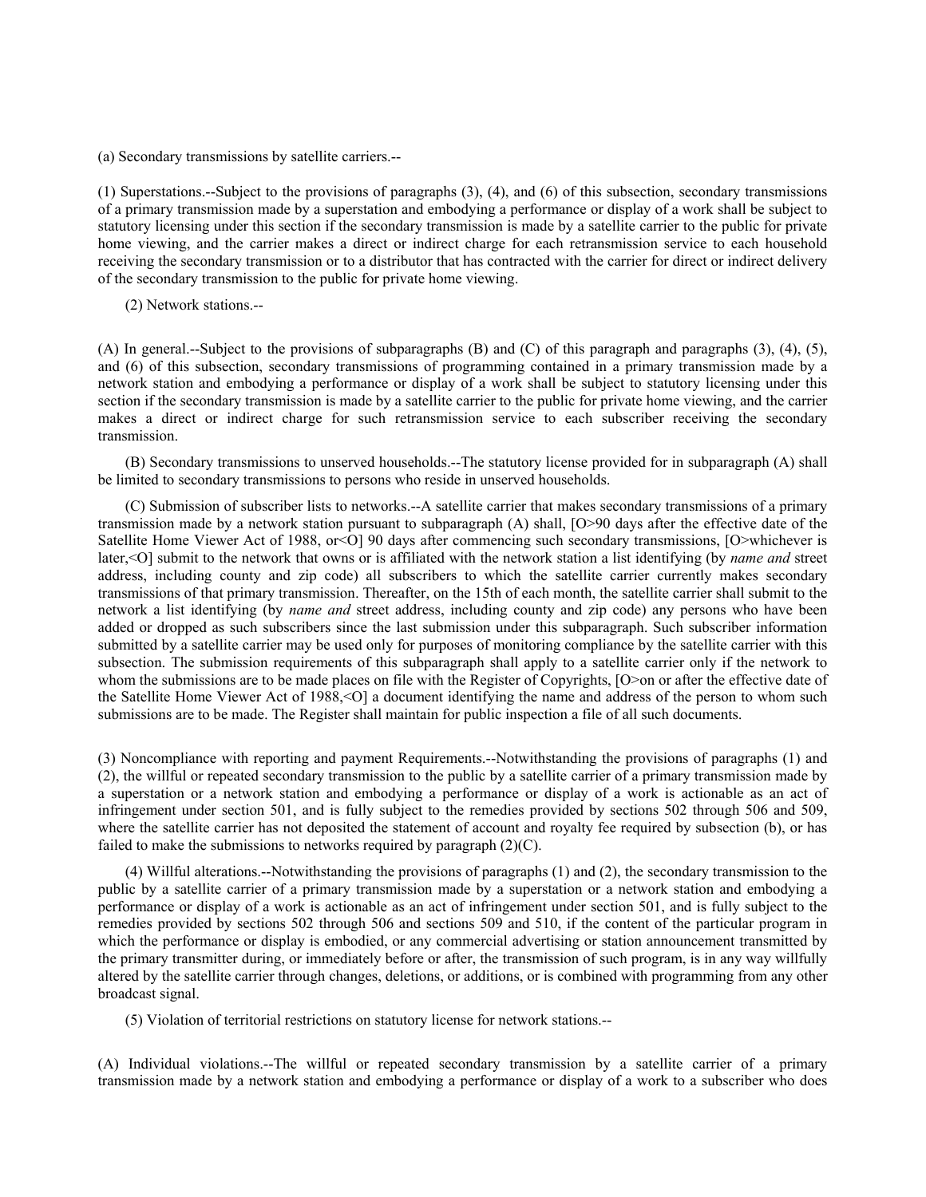(a) Secondary transmissions by satellite carriers.--

(1) Superstations.--Subject to the provisions of paragraphs (3), (4), and (6) of this subsection, secondary transmissions of a primary transmission made by a superstation and embodying a performance or display of a work shall be subject to statutory licensing under this section if the secondary transmission is made by a satellite carrier to the public for private home viewing, and the carrier makes a direct or indirect charge for each retransmission service to each household receiving the secondary transmission or to a distributor that has contracted with the carrier for direct or indirect delivery of the secondary transmission to the public for private home viewing.

(2) Network stations.--

(A) In general.--Subject to the provisions of subparagraphs (B) and (C) of this paragraph and paragraphs (3), (4), (5), and (6) of this subsection, secondary transmissions of programming contained in a primary transmission made by a network station and embodying a performance or display of a work shall be subject to statutory licensing under this section if the secondary transmission is made by a satellite carrier to the public for private home viewing, and the carrier makes a direct or indirect charge for such retransmission service to each subscriber receiving the secondary transmission.

(B) Secondary transmissions to unserved households.--The statutory license provided for in subparagraph (A) shall be limited to secondary transmissions to persons who reside in unserved households.

(C) Submission of subscriber lists to networks.--A satellite carrier that makes secondary transmissions of a primary transmission made by a network station pursuant to subparagraph (A) shall, [O>90 days after the effective date of the Satellite Home Viewer Act of 1988, or<O] 90 days after commencing such secondary transmissions, [O>whichever is later,<O] submit to the network that owns or is affiliated with the network station a list identifying (by *name and* street address, including county and zip code) all subscribers to which the satellite carrier currently makes secondary transmissions of that primary transmission. Thereafter, on the 15th of each month, the satellite carrier shall submit to the network a list identifying (by *name and* street address, including county and zip code) any persons who have been added or dropped as such subscribers since the last submission under this subparagraph. Such subscriber information submitted by a satellite carrier may be used only for purposes of monitoring compliance by the satellite carrier with this subsection. The submission requirements of this subparagraph shall apply to a satellite carrier only if the network to whom the submissions are to be made places on file with the Register of Copyrights, [O>on or after the effective date of the Satellite Home Viewer Act of 1988,<O] a document identifying the name and address of the person to whom such submissions are to be made. The Register shall maintain for public inspection a file of all such documents.

(3) Noncompliance with reporting and payment Requirements.--Notwithstanding the provisions of paragraphs (1) and (2), the willful or repeated secondary transmission to the public by a satellite carrier of a primary transmission made by a superstation or a network station and embodying a performance or display of a work is actionable as an act of infringement under section 501, and is fully subject to the remedies provided by sections 502 through 506 and 509, where the satellite carrier has not deposited the statement of account and royalty fee required by subsection (b), or has failed to make the submissions to networks required by paragraph (2)(C).

(4) Willful alterations.--Notwithstanding the provisions of paragraphs (1) and (2), the secondary transmission to the public by a satellite carrier of a primary transmission made by a superstation or a network station and embodying a performance or display of a work is actionable as an act of infringement under section 501, and is fully subject to the remedies provided by sections 502 through 506 and sections 509 and 510, if the content of the particular program in which the performance or display is embodied, or any commercial advertising or station announcement transmitted by the primary transmitter during, or immediately before or after, the transmission of such program, is in any way willfully altered by the satellite carrier through changes, deletions, or additions, or is combined with programming from any other broadcast signal.

(5) Violation of territorial restrictions on statutory license for network stations.--

(A) Individual violations.--The willful or repeated secondary transmission by a satellite carrier of a primary transmission made by a network station and embodying a performance or display of a work to a subscriber who does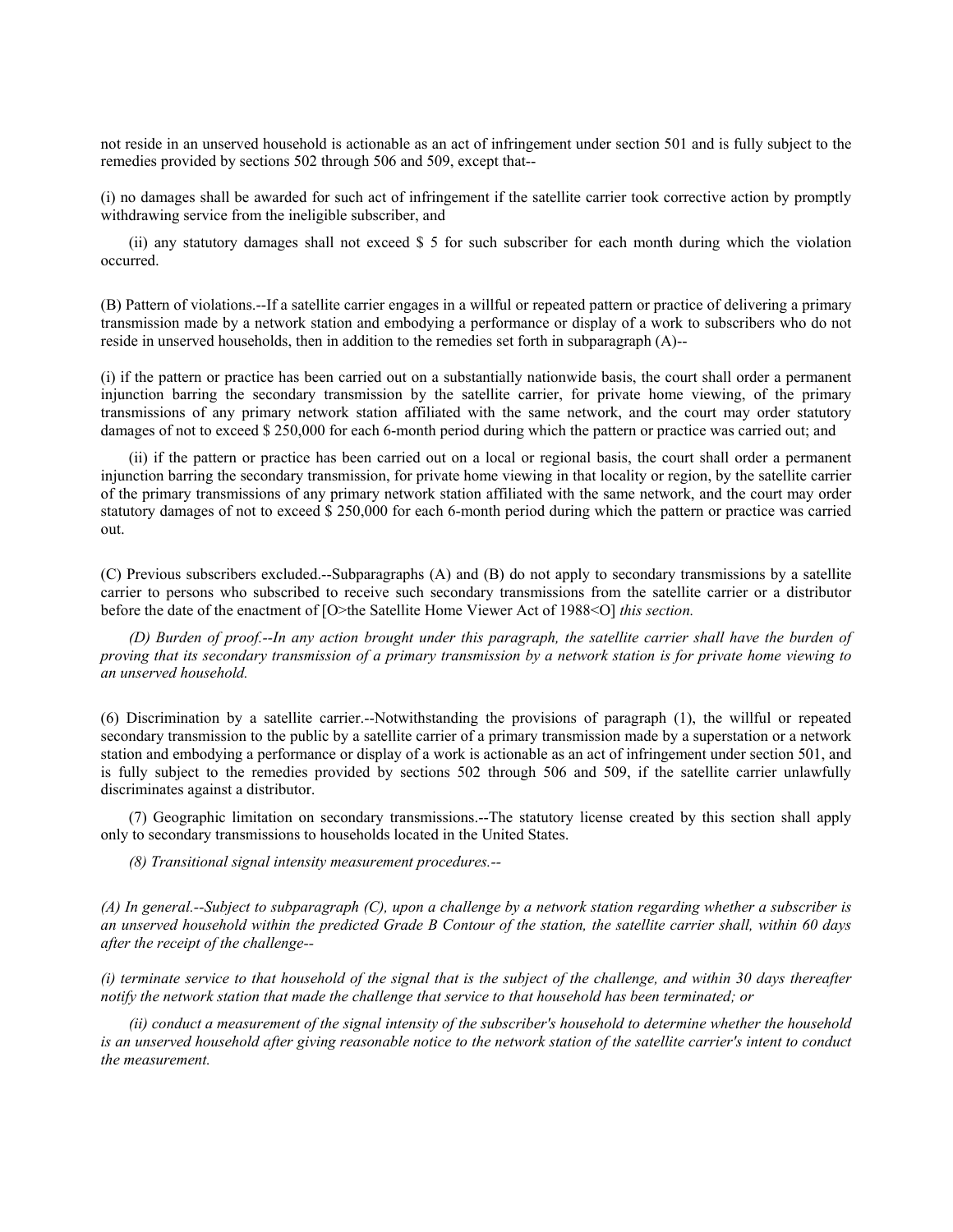not reside in an unserved household is actionable as an act of infringement under section 501 and is fully subject to the remedies provided by sections 502 through 506 and 509, except that--

(i) no damages shall be awarded for such act of infringement if the satellite carrier took corrective action by promptly withdrawing service from the ineligible subscriber, and

(ii) any statutory damages shall not exceed $ 5 for such subscriber for each month during which the violation occurred.

(B) Pattern of violations.--If a satellite carrier engages in a willful or repeated pattern or practice of delivering a primary transmission made by a network station and embodying a performance or display of a work to subscribers who do not reside in unserved households, then in addition to the remedies set forth in subparagraph (A)--

(i) if the pattern or practice has been carried out on a substantially nationwide basis, the court shall order a permanent injunction barring the secondary transmission by the satellite carrier, for private home viewing, of the primary transmissions of any primary network station affiliated with the same network, and the court may order statutory damages of not to exceed $ 250,000 for each 6-month period during which the pattern or practice was carried out; and

(ii) if the pattern or practice has been carried out on a local or regional basis, the court shall order a permanent injunction barring the secondary transmission, for private home viewing in that locality or region, by the satellite carrier of the primary transmissions of any primary network station affiliated with the same network, and the court may order statutory damages of not to exceed $ 250,000 for each 6-month period during which the pattern or practice was carried out.

(C) Previous subscribers excluded.--Subparagraphs (A) and (B) do not apply to secondary transmissions by a satellite carrier to persons who subscribed to receive such secondary transmissions from the satellite carrier or a distributor before the date of the enactment of [O>the Satellite Home Viewer Act of 1988<O] *this section.*

*(D) Burden of proof.--In any action brought under this paragraph, the satellite carrier shall have the burden of proving that its secondary transmission of a primary transmission by a network station is for private home viewing to an unserved household.*

(6) Discrimination by a satellite carrier.--Notwithstanding the provisions of paragraph (1), the willful or repeated secondary transmission to the public by a satellite carrier of a primary transmission made by a superstation or a network station and embodying a performance or display of a work is actionable as an act of infringement under section 501, and is fully subject to the remedies provided by sections 502 through 506 and 509, if the satellite carrier unlawfully discriminates against a distributor.

(7) Geographic limitation on secondary transmissions.--The statutory license created by this section shall apply only to secondary transmissions to households located in the United States.

*(8) Transitional signal intensity measurement procedures.--*

*(A) In general.--Subject to subparagraph (C), upon a challenge by a network station regarding whether a subscriber is an unserved household within the predicted Grade B Contour of the station, the satellite carrier shall, within 60 days after the receipt of the challenge--*

*(i) terminate service to that household of the signal that is the subject of the challenge, and within 30 days thereafter notify the network station that made the challenge that service to that household has been terminated; or*

*(ii) conduct a measurement of the signal intensity of the subscriber's household to determine whether the household is an unserved household after giving reasonable notice to the network station of the satellite carrier's intent to conduct the measurement.*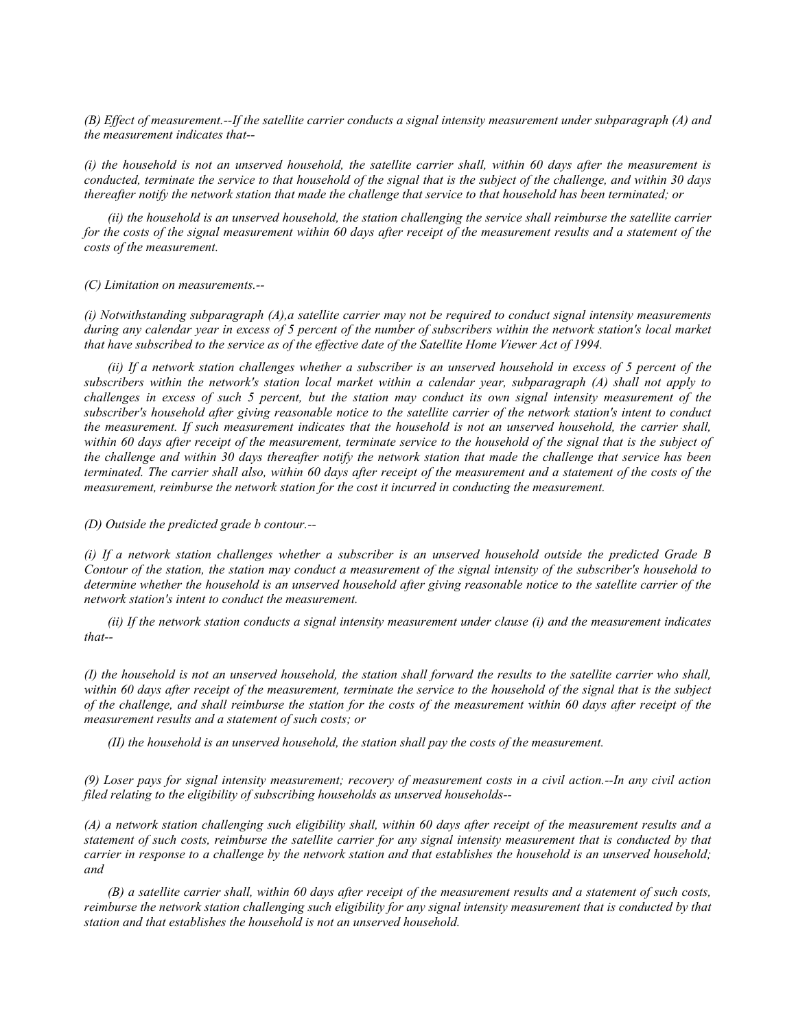*(B) Effect of measurement.--If the satellite carrier conducts a signal intensity measurement under subparagraph (A) and the measurement indicates that--*

*(i) the household is not an unserved household, the satellite carrier shall, within 60 days after the measurement is conducted, terminate the service to that household of the signal that is the subject of the challenge, and within 30 days thereafter notify the network station that made the challenge that service to that household has been terminated; or*

*(ii) the household is an unserved household, the station challenging the service shall reimburse the satellite carrier for the costs of the signal measurement within 60 days after receipt of the measurement results and a statement of the costs of the measurement.*

*(C) Limitation on measurements.--*

*(i) Notwithstanding subparagraph (A),a satellite carrier may not be required to conduct signal intensity measurements during any calendar year in excess of 5 percent of the number of subscribers within the network station's local market that have subscribed to the service as of the effective date of the Satellite Home Viewer Act of 1994.*

*(ii) If a network station challenges whether a subscriber is an unserved household in excess of 5 percent of the subscribers within the network's station local market within a calendar year, subparagraph (A) shall not apply to challenges in excess of such 5 percent, but the station may conduct its own signal intensity measurement of the subscriber's household after giving reasonable notice to the satellite carrier of the network station's intent to conduct the measurement. If such measurement indicates that the household is not an unserved household, the carrier shall, within 60 days after receipt of the measurement, terminate service to the household of the signal that is the subject of the challenge and within 30 days thereafter notify the network station that made the challenge that service has been terminated. The carrier shall also, within 60 days after receipt of the measurement and a statement of the costs of the measurement, reimburse the network station for the cost it incurred in conducting the measurement.*

*(D) Outside the predicted grade b contour.--*

*(i) If a network station challenges whether a subscriber is an unserved household outside the predicted Grade B Contour of the station, the station may conduct a measurement of the signal intensity of the subscriber's household to determine whether the household is an unserved household after giving reasonable notice to the satellite carrier of the network station's intent to conduct the measurement.*

*(ii) If the network station conducts a signal intensity measurement under clause (i) and the measurement indicates that--*

*(I) the household is not an unserved household, the station shall forward the results to the satellite carrier who shall, within 60 days after receipt of the measurement, terminate the service to the household of the signal that is the subject of the challenge, and shall reimburse the station for the costs of the measurement within 60 days after receipt of the measurement results and a statement of such costs; or*

*(II) the household is an unserved household, the station shall pay the costs of the measurement.*

*(9) Loser pays for signal intensity measurement; recovery of measurement costs in a civil action.--In any civil action filed relating to the eligibility of subscribing households as unserved households--*

*(A) a network station challenging such eligibility shall, within 60 days after receipt of the measurement results and a statement of such costs, reimburse the satellite carrier for any signal intensity measurement that is conducted by that carrier in response to a challenge by the network station and that establishes the household is an unserved household; and*

*(B) a satellite carrier shall, within 60 days after receipt of the measurement results and a statement of such costs, reimburse the network station challenging such eligibility for any signal intensity measurement that is conducted by that station and that establishes the household is not an unserved household.*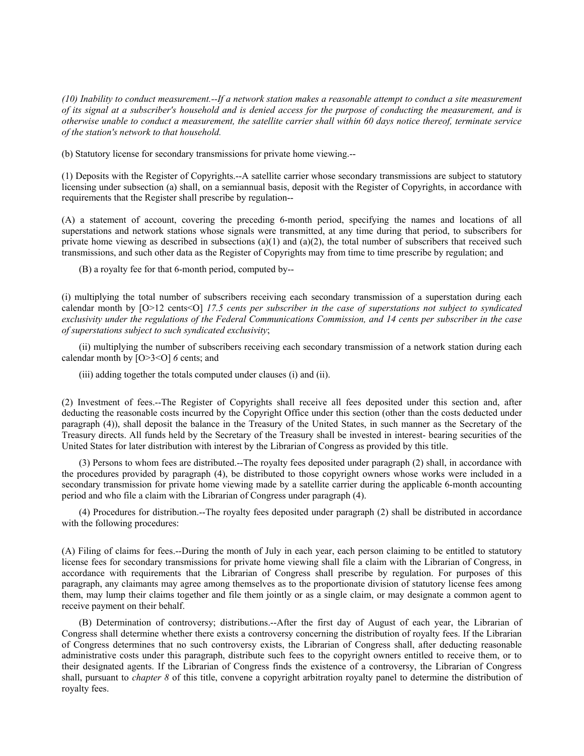*(10) Inability to conduct measurement.--If a network station makes a reasonable attempt to conduct a site measurement of its signal at a subscriber's household and is denied access for the purpose of conducting the measurement, and is otherwise unable to conduct a measurement, the satellite carrier shall within 60 days notice thereof, terminate service of the station's network to that household.*

(b) Statutory license for secondary transmissions for private home viewing.--

(1) Deposits with the Register of Copyrights.--A satellite carrier whose secondary transmissions are subject to statutory licensing under subsection (a) shall, on a semiannual basis, deposit with the Register of Copyrights, in accordance with requirements that the Register shall prescribe by regulation--

(A) a statement of account, covering the preceding 6-month period, specifying the names and locations of all superstations and network stations whose signals were transmitted, at any time during that period, to subscribers for private home viewing as described in subsections (a)(1) and (a)(2), the total number of subscribers that received such transmissions, and such other data as the Register of Copyrights may from time to time prescribe by regulation; and

(B) a royalty fee for that 6-month period, computed by--

(i) multiplying the total number of subscribers receiving each secondary transmission of a superstation during each calendar month by [O>12 cents<O] *17.5 cents per subscriber in the case of superstations not subject to syndicated exclusivity under the regulations of the Federal Communications Commission, and 14 cents per subscriber in the case of superstations subject to such syndicated exclusivity*;

(ii) multiplying the number of subscribers receiving each secondary transmission of a network station during each calendar month by [O>3<O] *6* cents; and

(iii) adding together the totals computed under clauses (i) and (ii).

(2) Investment of fees.--The Register of Copyrights shall receive all fees deposited under this section and, after deducting the reasonable costs incurred by the Copyright Office under this section (other than the costs deducted under paragraph (4)), shall deposit the balance in the Treasury of the United States, in such manner as the Secretary of the Treasury directs. All funds held by the Secretary of the Treasury shall be invested in interest- bearing securities of the United States for later distribution with interest by the Librarian of Congress as provided by this title.

(3) Persons to whom fees are distributed.--The royalty fees deposited under paragraph (2) shall, in accordance with the procedures provided by paragraph (4), be distributed to those copyright owners whose works were included in a secondary transmission for private home viewing made by a satellite carrier during the applicable 6-month accounting period and who file a claim with the Librarian of Congress under paragraph (4).

(4) Procedures for distribution.--The royalty fees deposited under paragraph (2) shall be distributed in accordance with the following procedures:

(A) Filing of claims for fees.--During the month of July in each year, each person claiming to be entitled to statutory license fees for secondary transmissions for private home viewing shall file a claim with the Librarian of Congress, in accordance with requirements that the Librarian of Congress shall prescribe by regulation. For purposes of this paragraph, any claimants may agree among themselves as to the proportionate division of statutory license fees among them, may lump their claims together and file them jointly or as a single claim, or may designate a common agent to receive payment on their behalf.

(B) Determination of controversy; distributions.--After the first day of August of each year, the Librarian of Congress shall determine whether there exists a controversy concerning the distribution of royalty fees. If the Librarian of Congress determines that no such controversy exists, the Librarian of Congress shall, after deducting reasonable administrative costs under this paragraph, distribute such fees to the copyright owners entitled to receive them, or to their designated agents. If the Librarian of Congress finds the existence of a controversy, the Librarian of Congress shall, pursuant to *chapter 8* of this title, convene a copyright arbitration royalty panel to determine the distribution of royalty fees.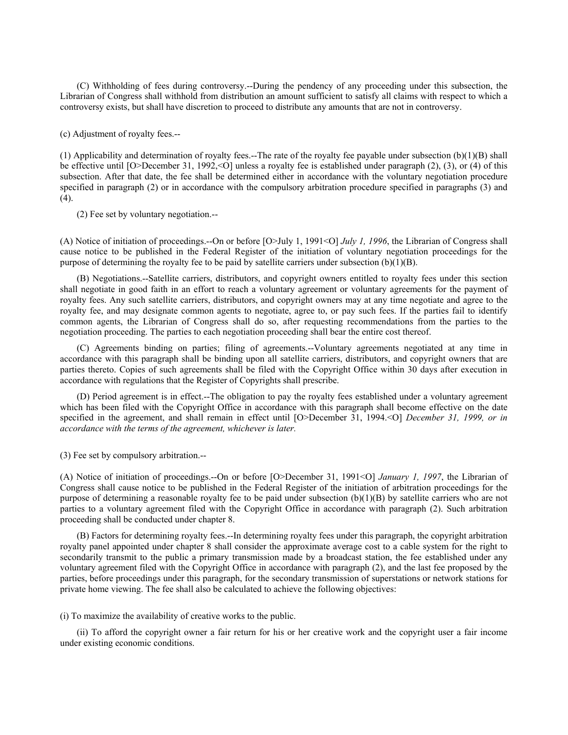(C) Withholding of fees during controversy.--During the pendency of any proceeding under this subsection, the Librarian of Congress shall withhold from distribution an amount sufficient to satisfy all claims with respect to which a controversy exists, but shall have discretion to proceed to distribute any amounts that are not in controversy.

(c) Adjustment of royalty fees.--

(1) Applicability and determination of royalty fees.--The rate of the royalty fee payable under subsection (b)(1)(B) shall be effective until [O>December 31, 1992,<O] unless a royalty fee is established under paragraph (2), (3), or (4) of this subsection. After that date, the fee shall be determined either in accordance with the voluntary negotiation procedure specified in paragraph (2) or in accordance with the compulsory arbitration procedure specified in paragraphs (3) and (4).

(2) Fee set by voluntary negotiation.--

(A) Notice of initiation of proceedings.--On or before [O>July 1, 1991<O] *July 1, 1996*, the Librarian of Congress shall cause notice to be published in the Federal Register of the initiation of voluntary negotiation proceedings for the purpose of determining the royalty fee to be paid by satellite carriers under subsection (b)(1)(B).

(B) Negotiations.--Satellite carriers, distributors, and copyright owners entitled to royalty fees under this section shall negotiate in good faith in an effort to reach a voluntary agreement or voluntary agreements for the payment of royalty fees. Any such satellite carriers, distributors, and copyright owners may at any time negotiate and agree to the royalty fee, and may designate common agents to negotiate, agree to, or pay such fees. If the parties fail to identify common agents, the Librarian of Congress shall do so, after requesting recommendations from the parties to the negotiation proceeding. The parties to each negotiation proceeding shall bear the entire cost thereof.

(C) Agreements binding on parties; filing of agreements.--Voluntary agreements negotiated at any time in accordance with this paragraph shall be binding upon all satellite carriers, distributors, and copyright owners that are parties thereto. Copies of such agreements shall be filed with the Copyright Office within 30 days after execution in accordance with regulations that the Register of Copyrights shall prescribe.

(D) Period agreement is in effect.--The obligation to pay the royalty fees established under a voluntary agreement which has been filed with the Copyright Office in accordance with this paragraph shall become effective on the date specified in the agreement, and shall remain in effect until [O>December 31, 1994.<O] *December 31, 1999, or in accordance with the terms of the agreement, whichever is later.*

(3) Fee set by compulsory arbitration.--

(A) Notice of initiation of proceedings.--On or before [O>December 31, 1991<O] *January 1, 1997*, the Librarian of Congress shall cause notice to be published in the Federal Register of the initiation of arbitration proceedings for the purpose of determining a reasonable royalty fee to be paid under subsection (b)(1)(B) by satellite carriers who are not parties to a voluntary agreement filed with the Copyright Office in accordance with paragraph (2). Such arbitration proceeding shall be conducted under chapter 8.

(B) Factors for determining royalty fees.--In determining royalty fees under this paragraph, the copyright arbitration royalty panel appointed under chapter 8 shall consider the approximate average cost to a cable system for the right to secondarily transmit to the public a primary transmission made by a broadcast station, the fee established under any voluntary agreement filed with the Copyright Office in accordance with paragraph (2), and the last fee proposed by the parties, before proceedings under this paragraph, for the secondary transmission of superstations or network stations for private home viewing. The fee shall also be calculated to achieve the following objectives:

(i) To maximize the availability of creative works to the public.

(ii) To afford the copyright owner a fair return for his or her creative work and the copyright user a fair income under existing economic conditions.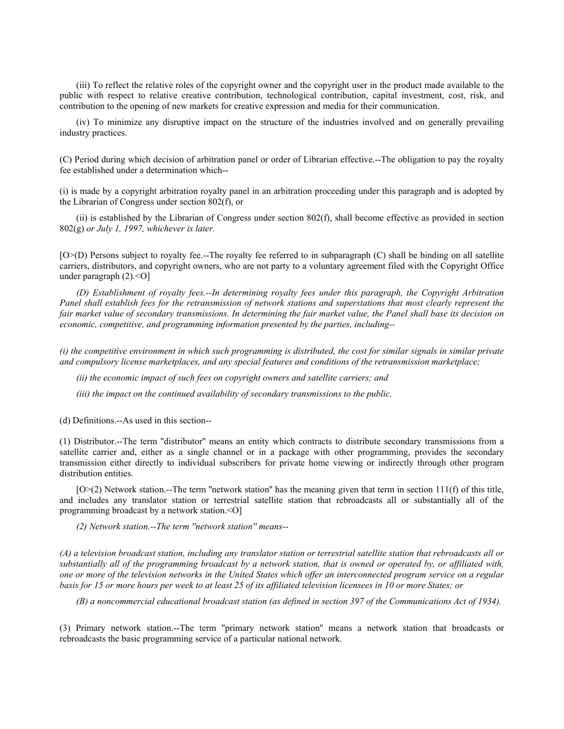(iii) To reflect the relative roles of the copyright owner and the copyright user in the product made available to the public with respect to relative creative contribution, technological contribution, capital investment, cost, risk, and contribution to the opening of new markets for creative expression and media for their communication.

(iv) To minimize any disruptive impact on the structure of the industries involved and on generally prevailing industry practices.

(C) Period during which decision of arbitration panel or order of Librarian effective.--The obligation to pay the royalty fee established under a determination which--

(i) is made by a copyright arbitration royalty panel in an arbitration proceeding under this paragraph and is adopted by the Librarian of Congress under section 802(f), or

(ii) is established by the Librarian of Congress under section 802(f), shall become effective as provided in section 802(g) *or July 1, 1997, whichever is later.*

[O>(D) Persons subject to royalty fee.--The royalty fee referred to in subparagraph (C) shall be binding on all satellite carriers, distributors, and copyright owners, who are not party to a voluntary agreement filed with the Copyright Office under paragraph (2).<O]

*(D) Establishment of royalty fees.--In determining royalty fees under this paragraph, the Copyright Arbitration Panel shall establish fees for the retransmission of network stations and superstations that most clearly represent the fair market value of secondary transmissions. In determining the fair market value, the Panel shall base its decision on economic, competitive, and programming information presented by the parties, including--*

*(i) the competitive environment in which such programming is distributed, the cost for similar signals in similar private and compulsory license marketplaces, and any special features and conditions of the retransmission marketplace;*

*(ii) the economic impact of such fees on copyright owners and satellite carriers; and*

*(iii) the impact on the continued availability of secondary transmissions to the public.*

(d) Definitions.--As used in this section--

(1) Distributor.--The term "distributor" means an entity which contracts to distribute secondary transmissions from a satellite carrier and, either as a single channel or in a package with other programming, provides the secondary transmission either directly to individual subscribers for private home viewing or indirectly through other program distribution entities.

[O>(2) Network station.--The term "network station" has the meaning given that term in section 111(f) of this title, and includes any translator station or terrestrial satellite station that rebroadcasts all or substantially all of the programming broadcast by a network station.<O]

*(2) Network station.--The term ''network station'' means--*

*(A) a television broadcast station, including any translator station or terrestrial satellite station that rebroadcasts all or substantially all of the programming broadcast by a network station, that is owned or operated by, or affiliated with, one or more of the television networks in the United States which offer an interconnected program service on a regular basis for 15 or more hours per week to at least 25 of its affiliated television licensees in 10 or more States; or*

*(B) a noncommercial educational broadcast station (as defined in section 397 of the Communications Act of 1934).*

(3) Primary network station.--The term "primary network station" means a network station that broadcasts or rebroadcasts the basic programming service of a particular national network.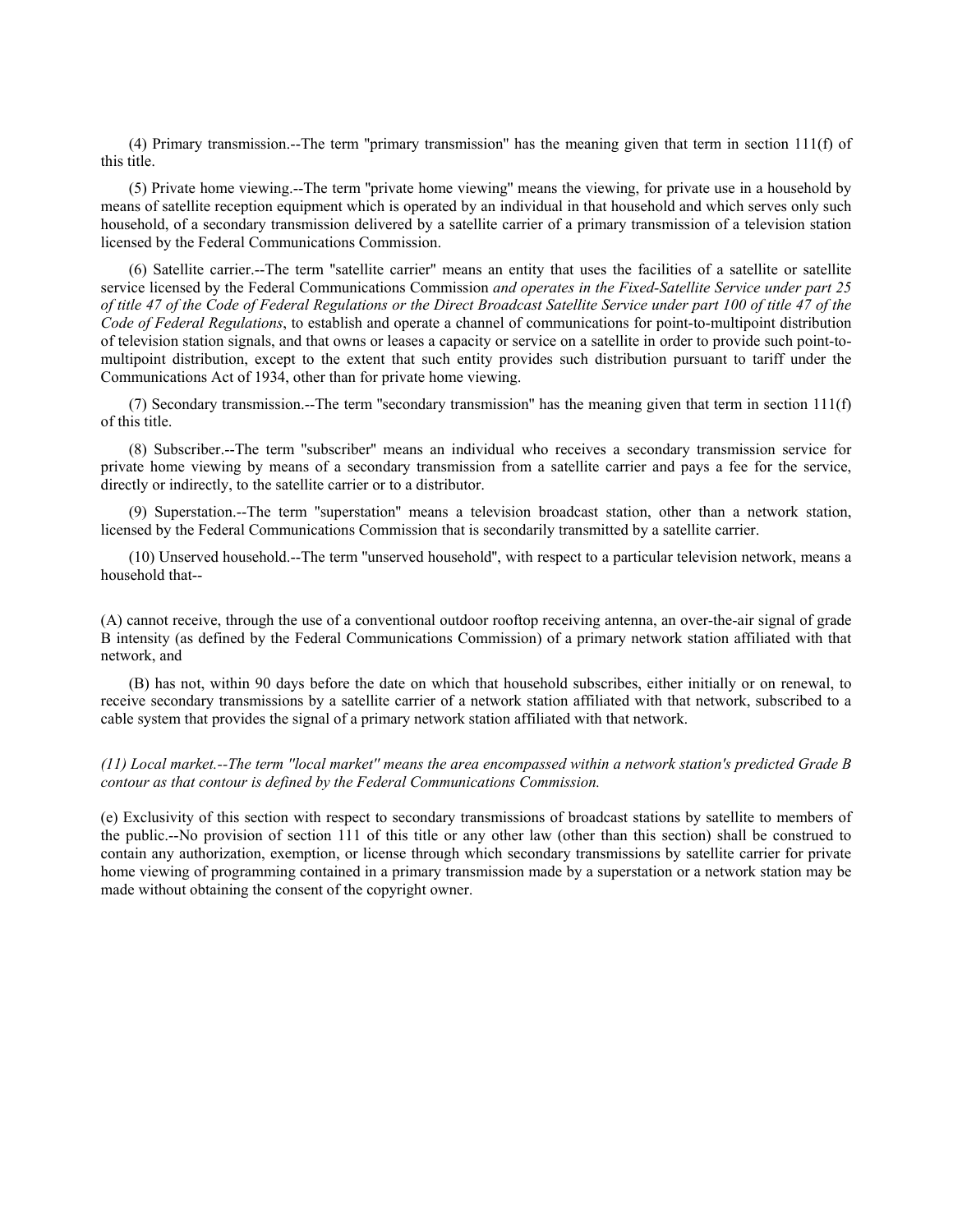(4) Primary transmission.--The term "primary transmission" has the meaning given that term in section 111(f) of this title.

(5) Private home viewing.--The term "private home viewing" means the viewing, for private use in a household by means of satellite reception equipment which is operated by an individual in that household and which serves only such household, of a secondary transmission delivered by a satellite carrier of a primary transmission of a television station licensed by the Federal Communications Commission.

(6) Satellite carrier.--The term "satellite carrier" means an entity that uses the facilities of a satellite or satellite service licensed by the Federal Communications Commission *and operates in the Fixed-Satellite Service under part 25 of title 47 of the Code of Federal Regulations or the Direct Broadcast Satellite Service under part 100 of title 47 of the Code of Federal Regulations*, to establish and operate a channel of communications for point-to-multipoint distribution of television station signals, and that owns or leases a capacity or service on a satellite in order to provide such point-to-multipoint distribution, except to the extent that such entity provides such distribution pursuant to tariff under the Communications Act of 1934, other than for private home viewing.

(7) Secondary transmission.--The term "secondary transmission" has the meaning given that term in section 111(f) of this title.

(8) Subscriber.--The term "subscriber" means an individual who receives a secondary transmission service for private home viewing by means of a secondary transmission from a satellite carrier and pays a fee for the service, directly or indirectly, to the satellite carrier or to a distributor.

(9) Superstation.--The term "superstation" means a television broadcast station, other than a network station, licensed by the Federal Communications Commission that is secondarily transmitted by a satellite carrier.

(10) Unserved household.--The term "unserved household", with respect to a particular television network, means a household that--

(A) cannot receive, through the use of a conventional outdoor rooftop receiving antenna, an over-the-air signal of grade B intensity (as defined by the Federal Communications Commission) of a primary network station affiliated with that network, and

(B) has not, within 90 days before the date on which that household subscribes, either initially or on renewal, to receive secondary transmissions by a satellite carrier of a network station affiliated with that network, subscribed to a cable system that provides the signal of a primary network station affiliated with that network.

*(11) Local market.--The term "local market" means the area encompassed within a network station's predicted Grade B contour as that contour is defined by the Federal Communications Commission.*

(e) Exclusivity of this section with respect to secondary transmissions of broadcast stations by satellite to members of the public.--No provision of section 111 of this title or any other law (other than this section) shall be construed to contain any authorization, exemption, or license through which secondary transmissions by satellite carrier for private home viewing of programming contained in a primary transmission made by a superstation or a network station may be made without obtaining the consent of the copyright owner.